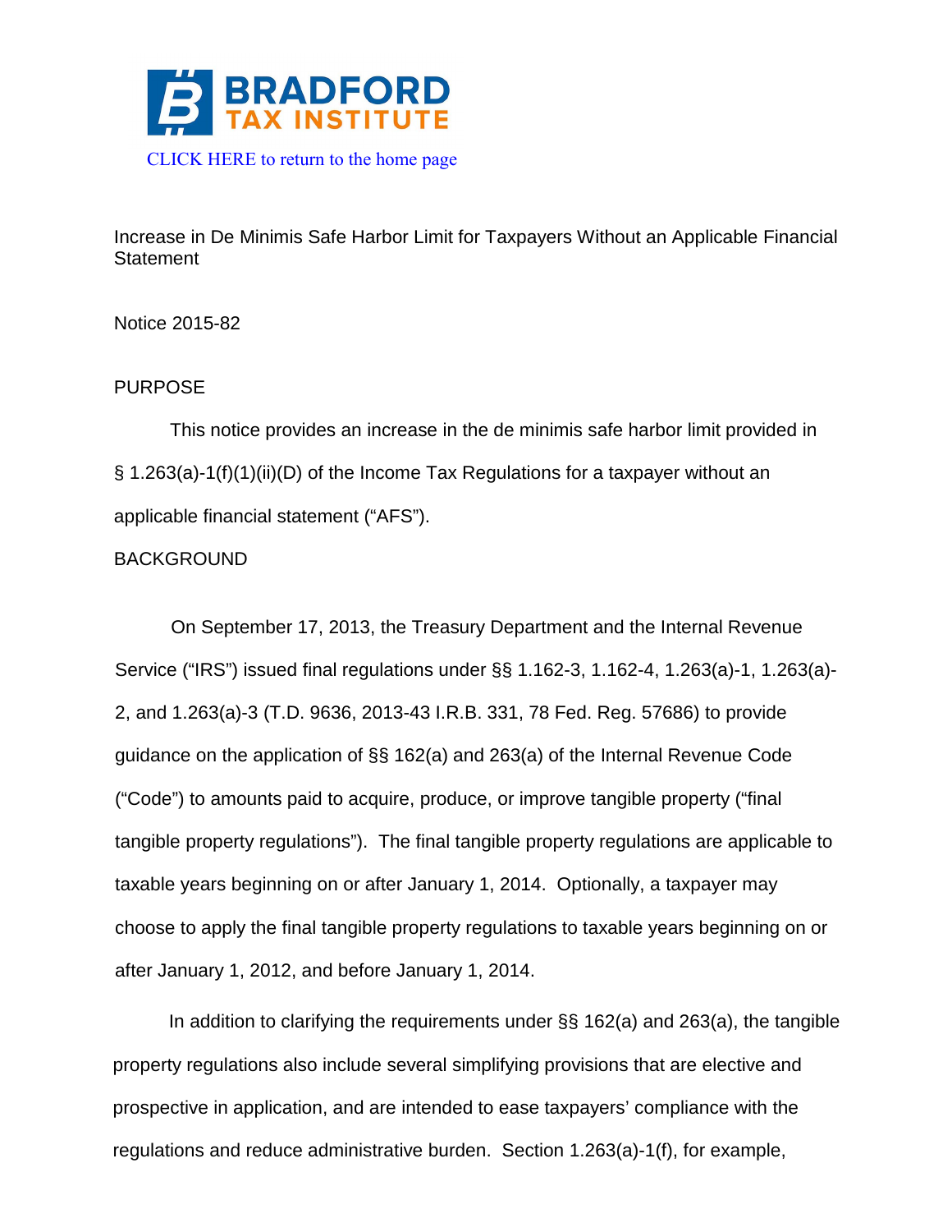# BRADFORD TAX INSTITUTE

CLICK HERE to return to the home page

Increase in De Minimis Safe Harbor Limit for Taxpayers Without an Applicable Financial Statement

Notice 2015-82

## PURPOSE

This notice provides an increase in the de minimis safe harbor limit provided in § 1.263(a)-1(f)(1)(ii)(D) of the Income Tax Regulations for a taxpayer without an applicable financial statement ("AFS").

## BACKGROUND

On September 17, 2013, the Treasury Department and the Internal Revenue Service ("IRS") issued final regulations under §§ 1.162-3, 1.162-4, 1.263(a)-1, 1.263(a)-2, and 1.263(a)-3 (T.D. 9636, 2013-43 I.R.B. 331, 78 Fed. Reg. 57686) to provide guidance on the application of §§ 162(a) and 263(a) of the Internal Revenue Code ("Code") to amounts paid to acquire, produce, or improve tangible property ("final tangible property regulations"). The final tangible property regulations are applicable to taxable years beginning on or after January 1, 2014. Optionally, a taxpayer may choose to apply the final tangible property regulations to taxable years beginning on or after January 1, 2012, and before January 1, 2014.

In addition to clarifying the requirements under §§ 162(a) and 263(a), the tangible property regulations also include several simplifying provisions that are elective and prospective in application, and are intended to ease taxpayers' compliance with the regulations and reduce administrative burden. Section 1.263(a)-1(f), for example,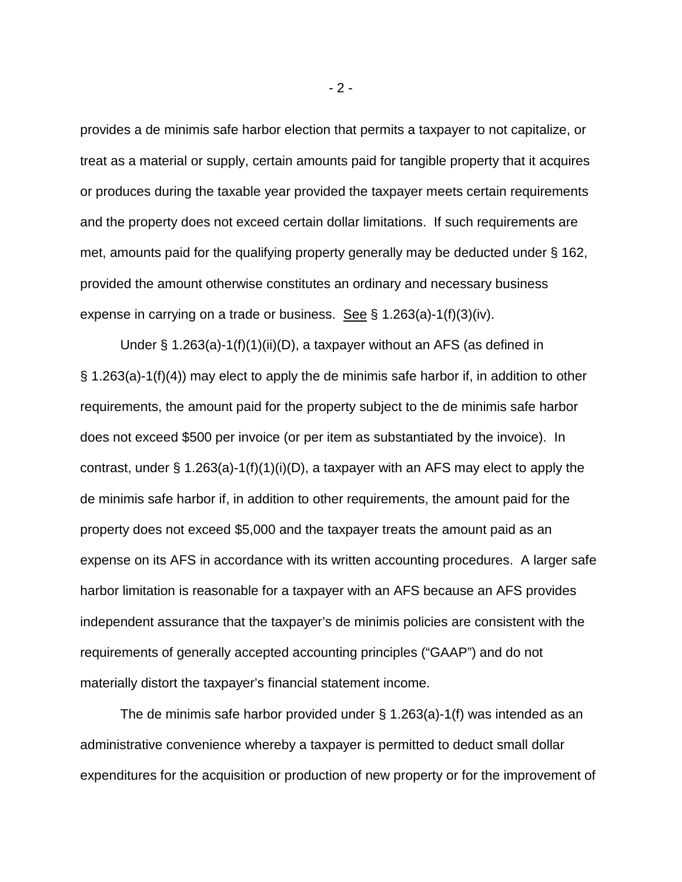provides a de minimis safe harbor election that permits a taxpayer to not capitalize, or treat as a material or supply, certain amounts paid for tangible property that it acquires or produces during the taxable year provided the taxpayer meets certain requirements and the property does not exceed certain dollar limitations. If such requirements are met, amounts paid for the qualifying property generally may be deducted under § 162, provided the amount otherwise constitutes an ordinary and necessary business expense in carrying on a trade or business. See § 1.263(a)-1(f)(3)(iv).

Under § 1.263(a)-1(f)(1)(ii)(D), a taxpayer without an AFS (as defined in § 1.263(a)-1(f)(4)) may elect to apply the de minimis safe harbor if, in addition to other requirements, the amount paid for the property subject to the de minimis safe harbor does not exceed $500 per invoice (or per item as substantiated by the invoice). In contrast, under § 1.263(a)-1(f)(1)(i)(D), a taxpayer with an AFS may elect to apply the de minimis safe harbor if, in addition to other requirements, the amount paid for the property does not exceed $5,000 and the taxpayer treats the amount paid as an expense on its AFS in accordance with its written accounting procedures. A larger safe harbor limitation is reasonable for a taxpayer with an AFS because an AFS provides independent assurance that the taxpayer's de minimis policies are consistent with the requirements of generally accepted accounting principles ("GAAP") and do not materially distort the taxpayer's financial statement income.

The de minimis safe harbor provided under § 1.263(a)-1(f) was intended as an administrative convenience whereby a taxpayer is permitted to deduct small dollar expenditures for the acquisition or production of new property or for the improvement of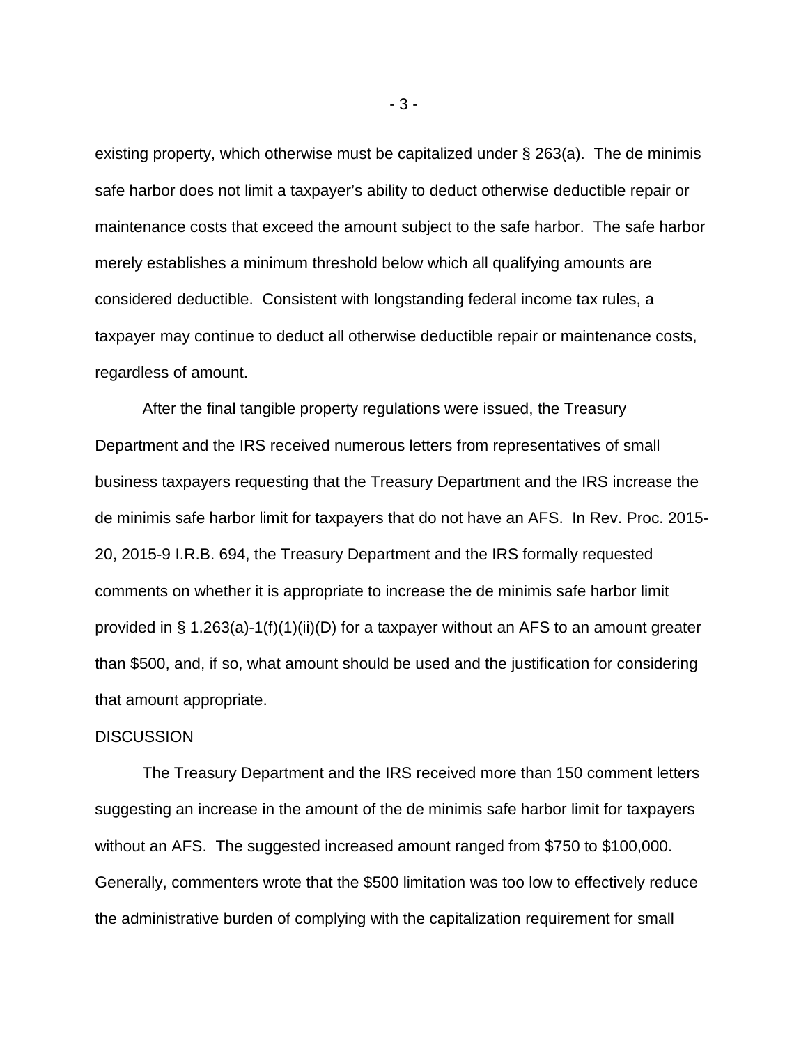existing property, which otherwise must be capitalized under § 263(a). The de minimis safe harbor does not limit a taxpayer's ability to deduct otherwise deductible repair or maintenance costs that exceed the amount subject to the safe harbor. The safe harbor merely establishes a minimum threshold below which all qualifying amounts are considered deductible. Consistent with longstanding federal income tax rules, a taxpayer may continue to deduct all otherwise deductible repair or maintenance costs, regardless of amount.

After the final tangible property regulations were issued, the Treasury Department and the IRS received numerous letters from representatives of small business taxpayers requesting that the Treasury Department and the IRS increase the de minimis safe harbor limit for taxpayers that do not have an AFS. In Rev. Proc. 2015-20, 2015-9 I.R.B. 694, the Treasury Department and the IRS formally requested comments on whether it is appropriate to increase the de minimis safe harbor limit provided in § 1.263(a)-1(f)(1)(ii)(D) for a taxpayer without an AFS to an amount greater than $500, and, if so, what amount should be used and the justification for considering that amount appropriate.

DISCUSSION

The Treasury Department and the IRS received more than 150 comment letters suggesting an increase in the amount of the de minimis safe harbor limit for taxpayers without an AFS. The suggested increased amount ranged from $750 to $100,000. Generally, commenters wrote that the $500 limitation was too low to effectively reduce the administrative burden of complying with the capitalization requirement for small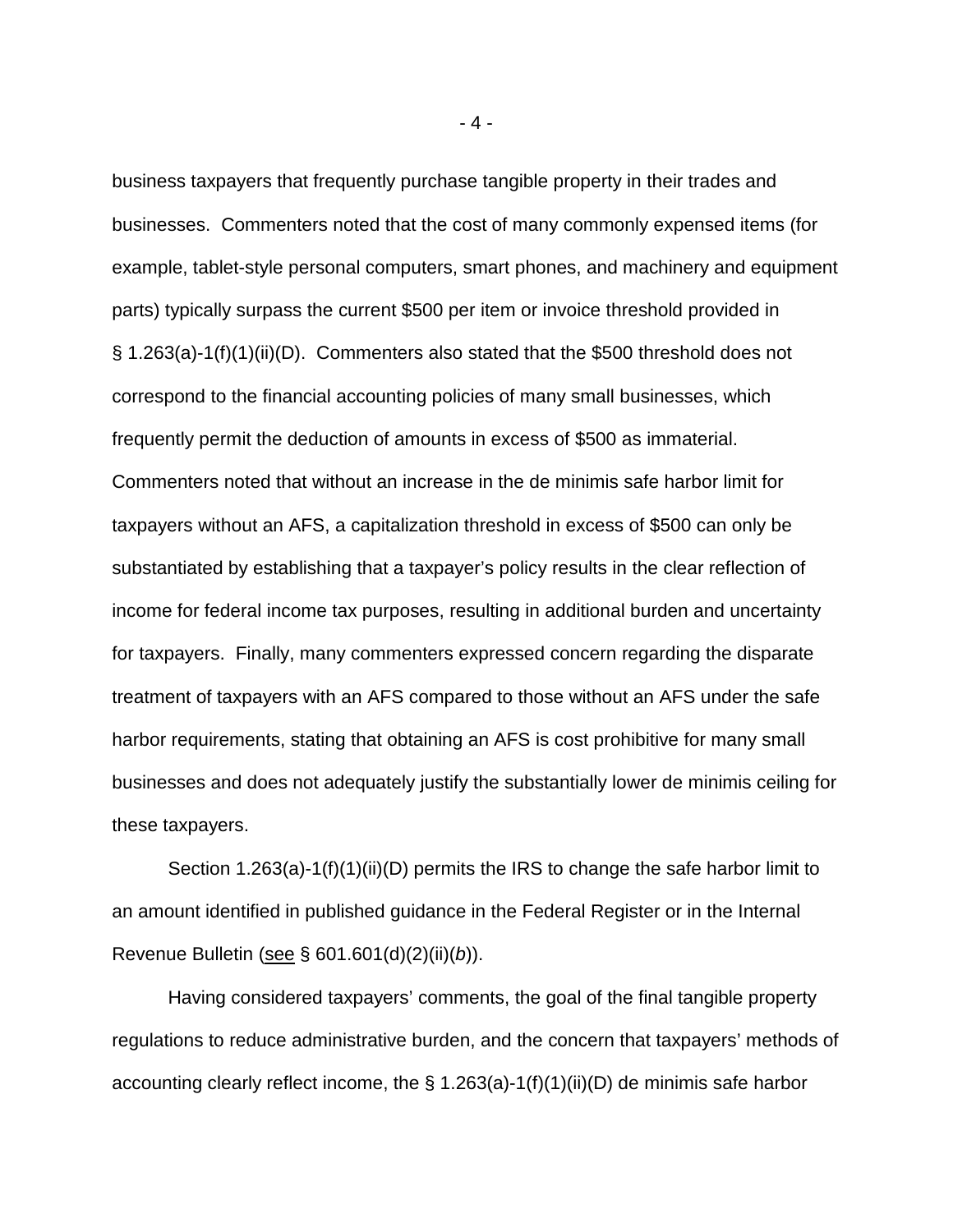business taxpayers that frequently purchase tangible property in their trades and businesses. Commenters noted that the cost of many commonly expensed items (for example, tablet-style personal computers, smart phones, and machinery and equipment parts) typically surpass the current $500 per item or invoice threshold provided in § 1.263(a)-1(f)(1)(ii)(D). Commenters also stated that the $500 threshold does not correspond to the financial accounting policies of many small businesses, which frequently permit the deduction of amounts in excess of $500 as immaterial. Commenters noted that without an increase in the de minimis safe harbor limit for taxpayers without an AFS, a capitalization threshold in excess of $500 can only be substantiated by establishing that a taxpayer's policy results in the clear reflection of income for federal income tax purposes, resulting in additional burden and uncertainty for taxpayers. Finally, many commenters expressed concern regarding the disparate treatment of taxpayers with an AFS compared to those without an AFS under the safe harbor requirements, stating that obtaining an AFS is cost prohibitive for many small businesses and does not adequately justify the substantially lower de minimis ceiling for these taxpayers.

Section 1.263(a)-1(f)(1)(ii)(D) permits the IRS to change the safe harbor limit to an amount identified in published guidance in the Federal Register or in the Internal Revenue Bulletin (see § 601.601(d)(2)(ii)(*b*)).

Having considered taxpayers' comments, the goal of the final tangible property regulations to reduce administrative burden, and the concern that taxpayers' methods of accounting clearly reflect income, the § 1.263(a)-1(f)(1)(ii)(D) de minimis safe harbor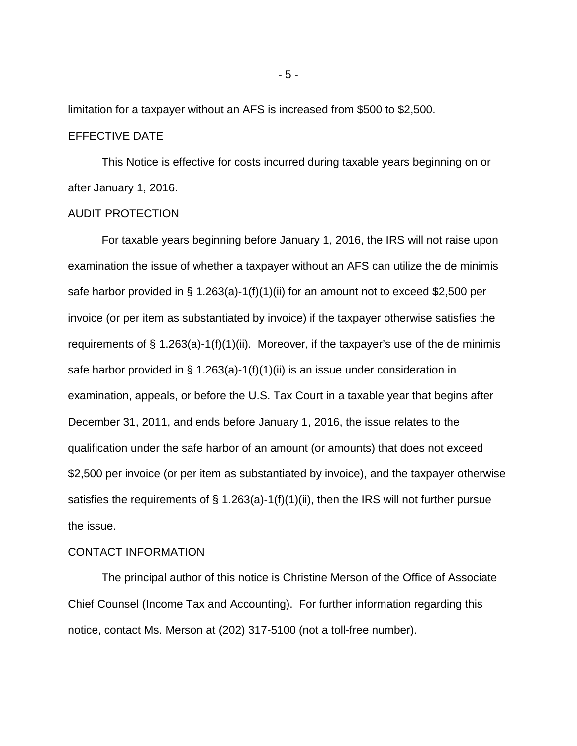limitation for a taxpayer without an AFS is increased from $500 to $2,500.

## EFFECTIVE DATE

This Notice is effective for costs incurred during taxable years beginning on or after January 1, 2016.

## AUDIT PROTECTION

For taxable years beginning before January 1, 2016, the IRS will not raise upon examination the issue of whether a taxpayer without an AFS can utilize the de minimis safe harbor provided in § 1.263(a)-1(f)(1)(ii) for an amount not to exceed $2,500 per invoice (or per item as substantiated by invoice) if the taxpayer otherwise satisfies the requirements of § 1.263(a)-1(f)(1)(ii). Moreover, if the taxpayer's use of the de minimis safe harbor provided in § 1.263(a)-1(f)(1)(ii) is an issue under consideration in examination, appeals, or before the U.S. Tax Court in a taxable year that begins after December 31, 2011, and ends before January 1, 2016, the issue relates to the qualification under the safe harbor of an amount (or amounts) that does not exceed $2,500 per invoice (or per item as substantiated by invoice), and the taxpayer otherwise satisfies the requirements of § 1.263(a)-1(f)(1)(ii), then the IRS will not further pursue the issue.

## CONTACT INFORMATION

The principal author of this notice is Christine Merson of the Office of Associate Chief Counsel (Income Tax and Accounting). For further information regarding this notice, contact Ms. Merson at (202) 317-5100 (not a toll-free number).